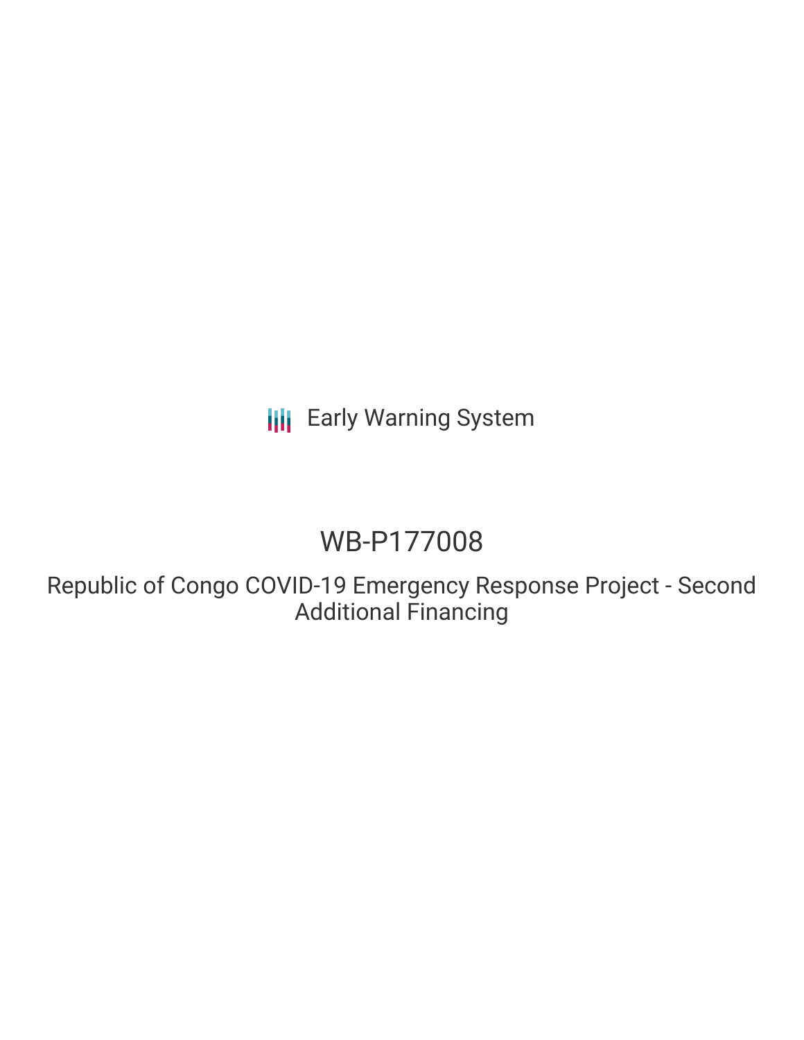Early Warning System

# WB-P177008

## Republic of Congo COVID-19 Emergency Response Project - Second Additional Financing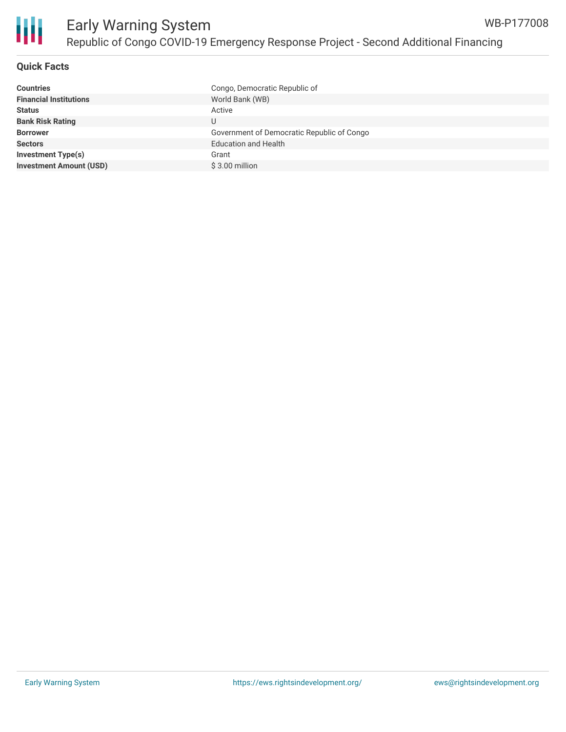## Quick Facts

| | |
|---|---|
| **Countries** | Congo, Democratic Republic of |
| **Financial Institutions** | World Bank (WB) |
| **Status** | Active |
| **Bank Risk Rating** | U |
| **Borrower** | Government of Democratic Republic of Congo |
| **Sectors** | Education and Health |
| **Investment Type(s)** | Grant |
| **Investment Amount (USD)** | $ 3.00 million |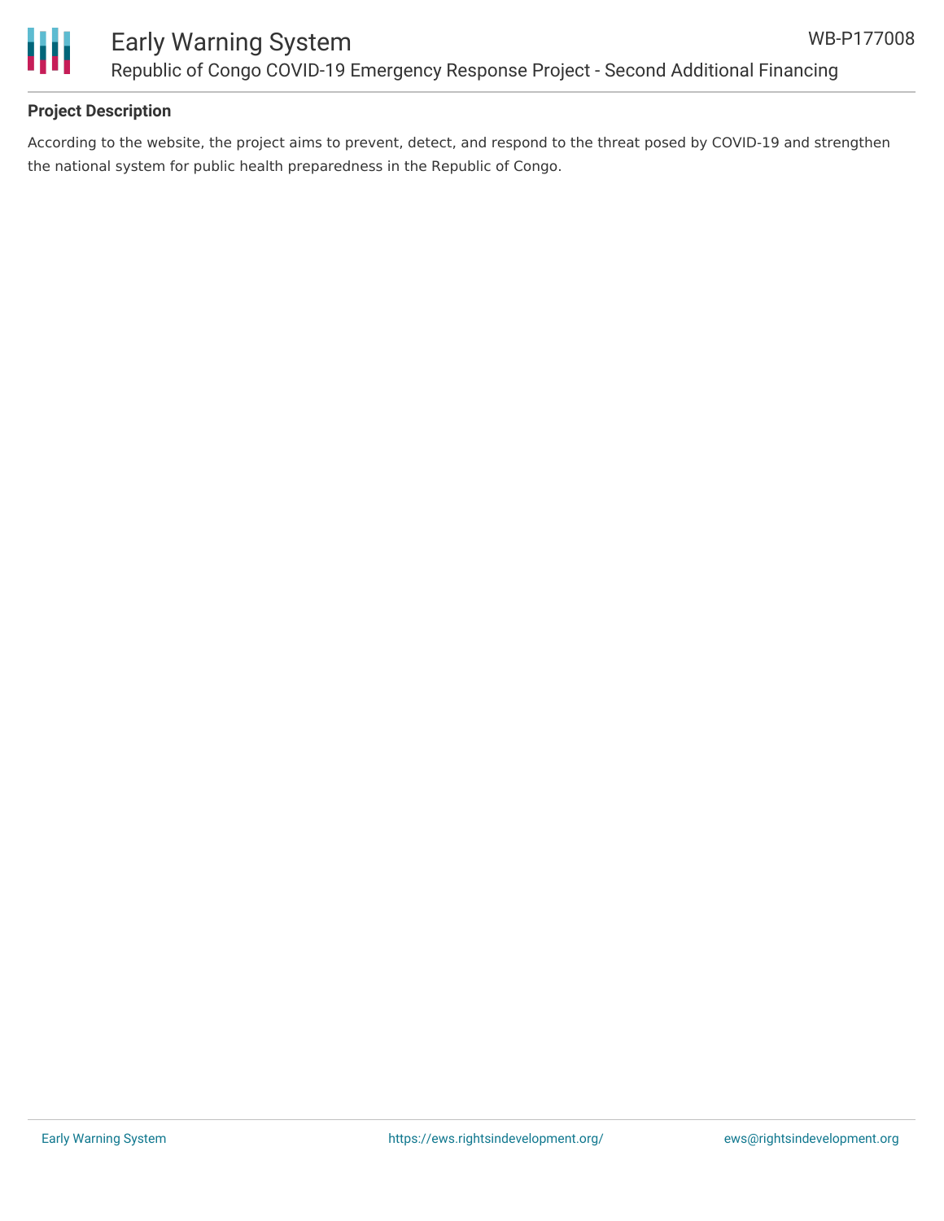## Project Description

According to the website, the project aims to prevent, detect, and respond to the threat posed by COVID-19 and strengthen the national system for public health preparedness in the Republic of Congo.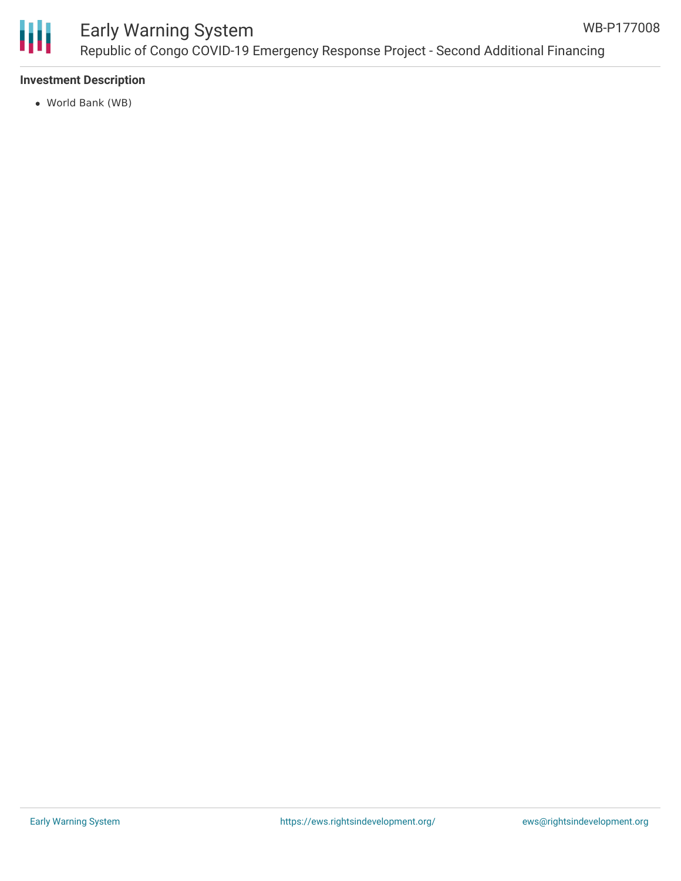### Investment Description

- World Bank (WB)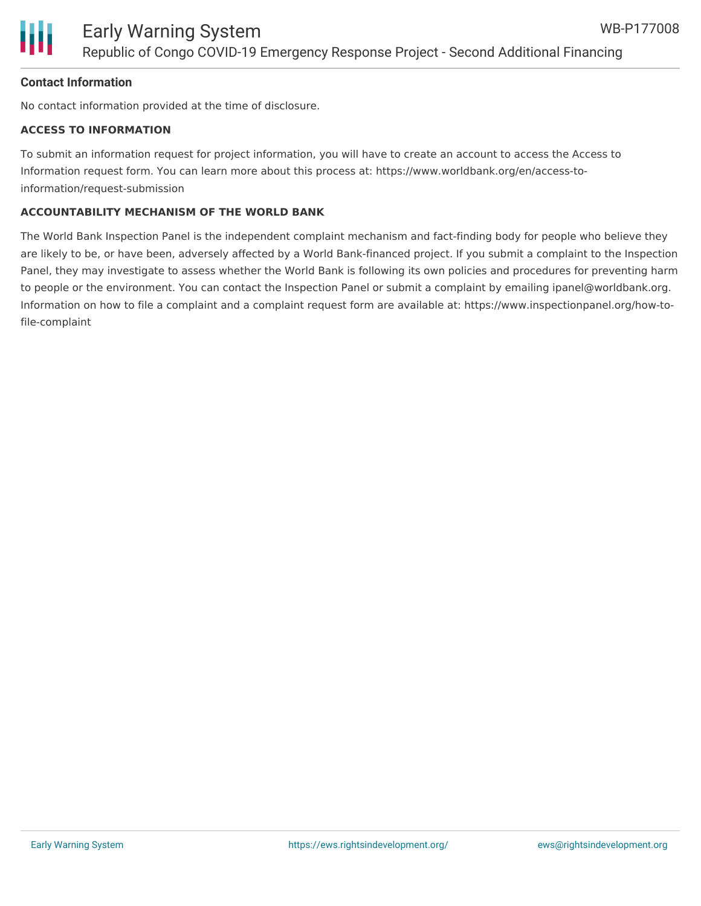**Contact Information**

No contact information provided at the time of disclosure.

**ACCESS TO INFORMATION**

To submit an information request for project information, you will have to create an account to access the Access to Information request form. You can learn more about this process at: https://www.worldbank.org/en/access-to-information/request-submission

**ACCOUNTABILITY MECHANISM OF THE WORLD BANK**

The World Bank Inspection Panel is the independent complaint mechanism and fact-finding body for people who believe they are likely to be, or have been, adversely affected by a World Bank-financed project. If you submit a complaint to the Inspection Panel, they may investigate to assess whether the World Bank is following its own policies and procedures for preventing harm to people or the environment. You can contact the Inspection Panel or submit a complaint by emailing ipanel@worldbank.org. Information on how to file a complaint and a complaint request form are available at: https://www.inspectionpanel.org/how-to-file-complaint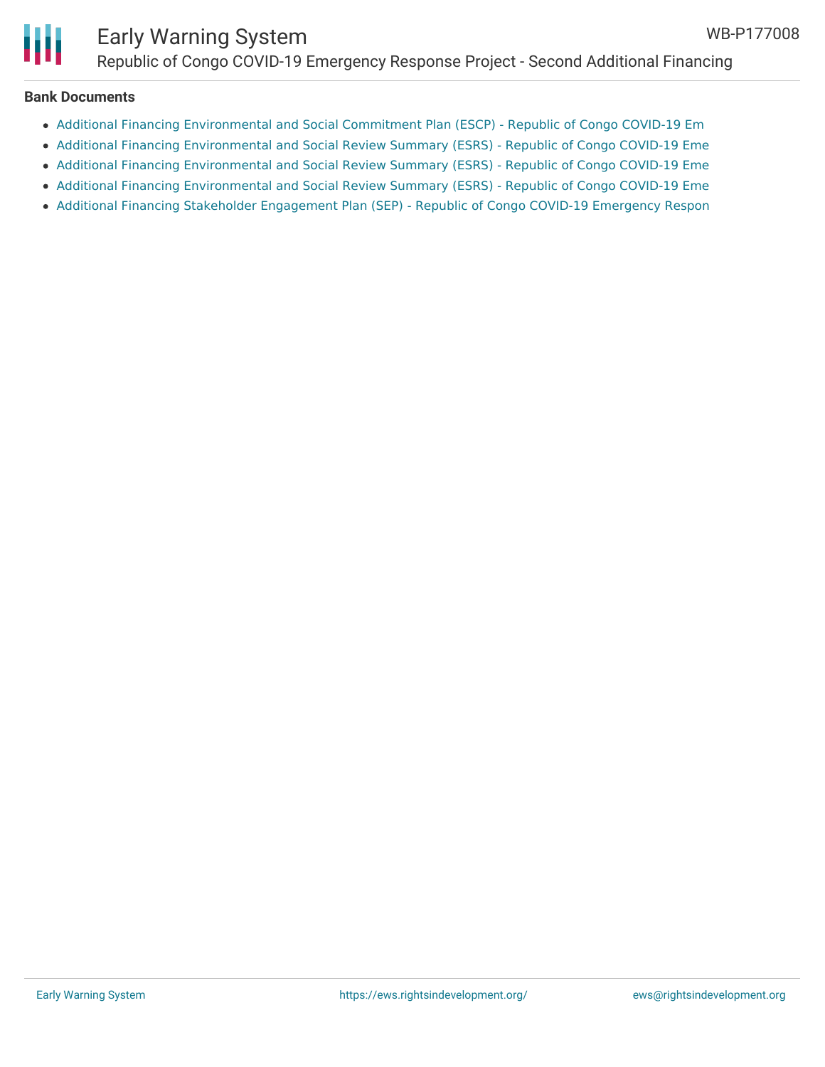**Bank Documents**

- Additional Financing Environmental and Social Commitment Plan (ESCP) - Republic of Congo COVID-19 Em
- Additional Financing Environmental and Social Review Summary (ESRS) - Republic of Congo COVID-19 Eme
- Additional Financing Environmental and Social Review Summary (ESRS) - Republic of Congo COVID-19 Eme
- Additional Financing Environmental and Social Review Summary (ESRS) - Republic of Congo COVID-19 Eme
- Additional Financing Stakeholder Engagement Plan (SEP) - Republic of Congo COVID-19 Emergency Respon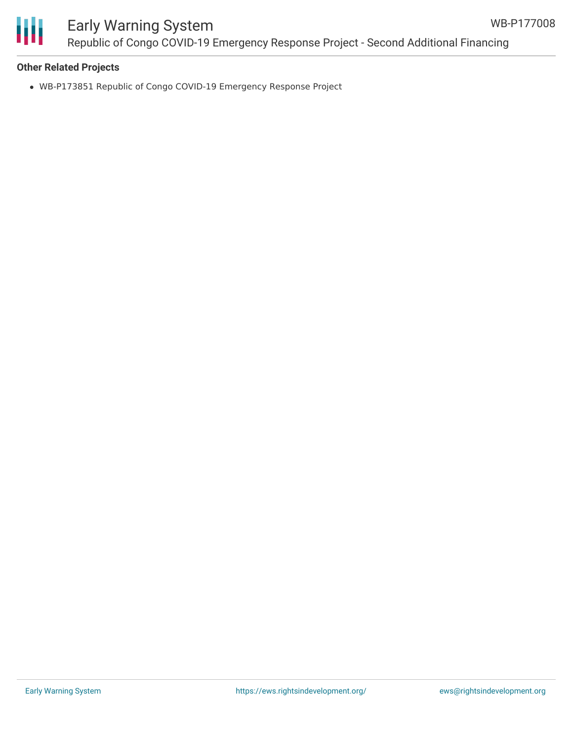**Other Related Projects**

- WB-P173851 Republic of Congo COVID-19 Emergency Response Project